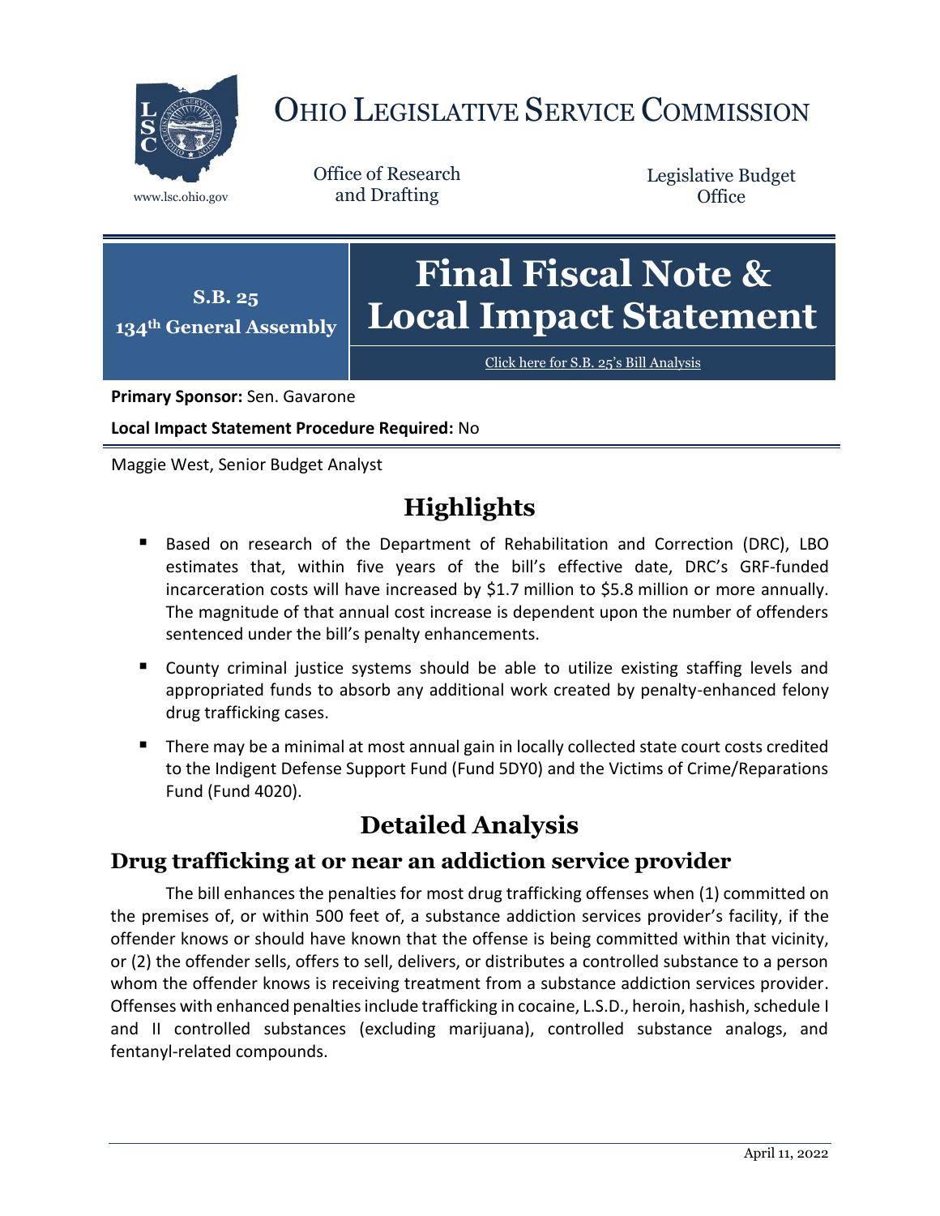# OHIO LEGISLATIVE SERVICE COMMISSION

www.lsc.ohio.gov

Office of Research and Drafting

Legislative Budget Office

**S.B. 25**
**134th General Assembly**

# Final Fiscal Note & Local Impact Statement

Click here for S.B. 25's Bill Analysis

**Primary Sponsor:** Sen. Gavarone

**Local Impact Statement Procedure Required:** No

Maggie West, Senior Budget Analyst

## Highlights

- Based on research of the Department of Rehabilitation and Correction (DRC), LBO estimates that, within five years of the bill's effective date, DRC's GRF-funded incarceration costs will have increased by $1.7 million to $5.8 million or more annually. The magnitude of that annual cost increase is dependent upon the number of offenders sentenced under the bill's penalty enhancements.
- County criminal justice systems should be able to utilize existing staffing levels and appropriated funds to absorb any additional work created by penalty-enhanced felony drug trafficking cases.
- There may be a minimal at most annual gain in locally collected state court costs credited to the Indigent Defense Support Fund (Fund 5DY0) and the Victims of Crime/Reparations Fund (Fund 4020).

## Detailed Analysis

### Drug trafficking at or near an addiction service provider

The bill enhances the penalties for most drug trafficking offenses when (1) committed on the premises of, or within 500 feet of, a substance addiction services provider's facility, if the offender knows or should have known that the offense is being committed within that vicinity, or (2) the offender sells, offers to sell, delivers, or distributes a controlled substance to a person whom the offender knows is receiving treatment from a substance addiction services provider. Offenses with enhanced penalties include trafficking in cocaine, L.S.D., heroin, hashish, schedule I and II controlled substances (excluding marijuana), controlled substance analogs, and fentanyl-related compounds.

April 11, 2022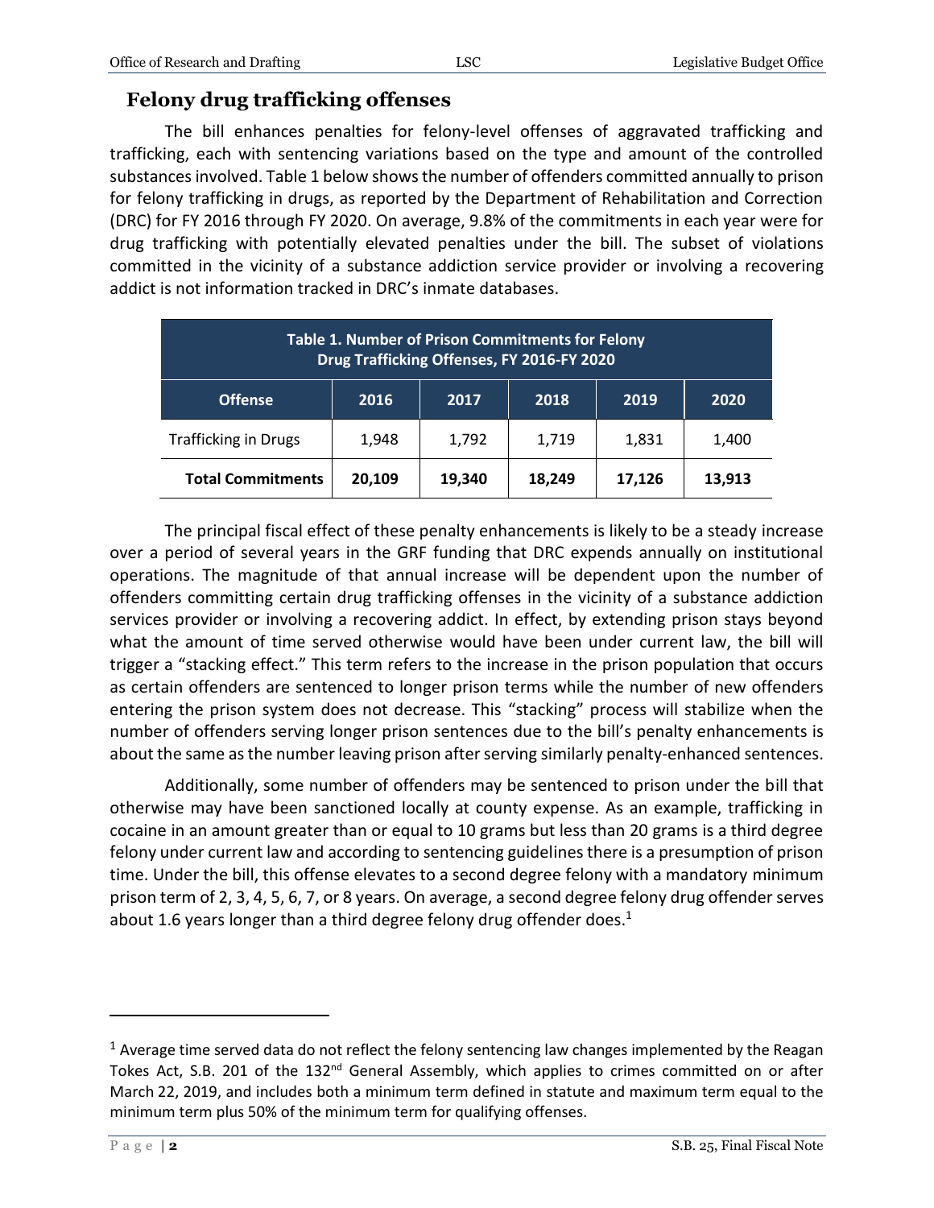## Felony drug trafficking offenses

The bill enhances penalties for felony-level offenses of aggravated trafficking and trafficking, each with sentencing variations based on the type and amount of the controlled substances involved. Table 1 below shows the number of offenders committed annually to prison for felony trafficking in drugs, as reported by the Department of Rehabilitation and Correction (DRC) for FY 2016 through FY 2020. On average, 9.8% of the commitments in each year were for drug trafficking with potentially elevated penalties under the bill. The subset of violations committed in the vicinity of a substance addiction service provider or involving a recovering addict is not information tracked in DRC's inmate databases.

**Table 1. Number of Prison Commitments for Felony Drug Trafficking Offenses, FY 2016-FY 2020**

| Offense | 2016 | 2017 | 2018 | 2019 | 2020 |
|---|---|---|---|---|---|
| Trafficking in Drugs | 1,948 | 1,792 | 1,719 | 1,831 | 1,400 |
| **Total Commitments** | **20,109** | **19,340** | **18,249** | **17,126** | **13,913** |

The principal fiscal effect of these penalty enhancements is likely to be a steady increase over a period of several years in the GRF funding that DRC expends annually on institutional operations. The magnitude of that annual increase will be dependent upon the number of offenders committing certain drug trafficking offenses in the vicinity of a substance addiction services provider or involving a recovering addict. In effect, by extending prison stays beyond what the amount of time served otherwise would have been under current law, the bill will trigger a "stacking effect." This term refers to the increase in the prison population that occurs as certain offenders are sentenced to longer prison terms while the number of new offenders entering the prison system does not decrease. This "stacking" process will stabilize when the number of offenders serving longer prison sentences due to the bill's penalty enhancements is about the same as the number leaving prison after serving similarly penalty-enhanced sentences.

Additionally, some number of offenders may be sentenced to prison under the bill that otherwise may have been sanctioned locally at county expense. As an example, trafficking in cocaine in an amount greater than or equal to 10 grams but less than 20 grams is a third degree felony under current law and according to sentencing guidelines there is a presumption of prison time. Under the bill, this offense elevates to a second degree felony with a mandatory minimum prison term of 2, 3, 4, 5, 6, 7, or 8 years. On average, a second degree felony drug offender serves about 1.6 years longer than a third degree felony drug offender does.[1]

[1] Average time served data do not reflect the felony sentencing law changes implemented by the Reagan Tokes Act, S.B. 201 of the 132nd General Assembly, which applies to crimes committed on or after March 22, 2019, and includes both a minimum term defined in statute and maximum term equal to the minimum term plus 50% of the minimum term for qualifying offenses.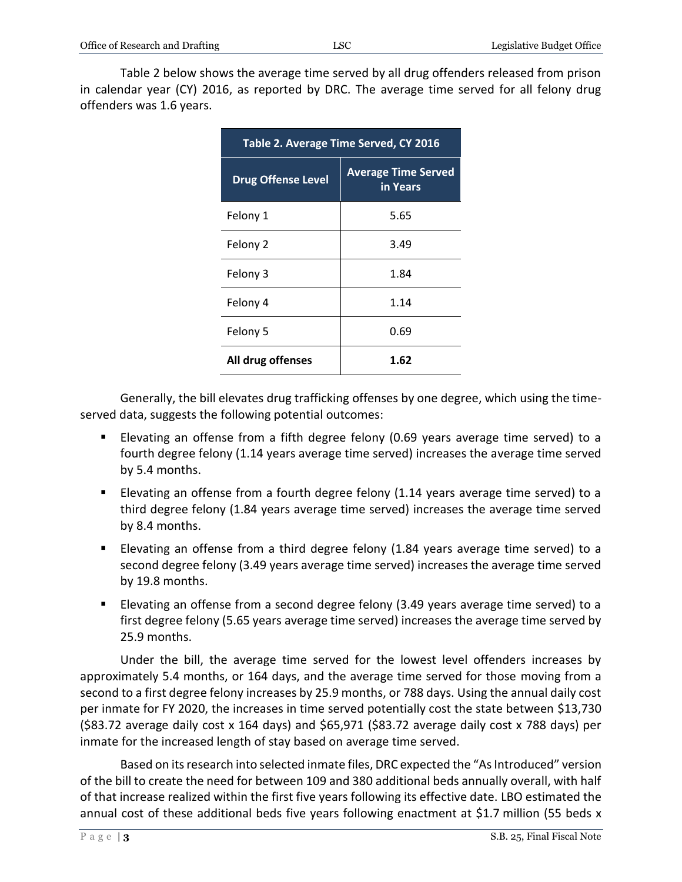Table 2 below shows the average time served by all drug offenders released from prison in calendar year (CY) 2016, as reported by DRC. The average time served for all felony drug offenders was 1.6 years.

| Table 2. Average Time Served, CY 2016 | |
|---|---|
| **Drug Offense Level** | **Average Time Served in Years** |
| Felony 1 | 5.65 |
| Felony 2 | 3.49 |
| Felony 3 | 1.84 |
| Felony 4 | 1.14 |
| Felony 5 | 0.69 |
| **All drug offenses** | **1.62** |

Generally, the bill elevates drug trafficking offenses by one degree, which using the time-served data, suggests the following potential outcomes:

- Elevating an offense from a fifth degree felony (0.69 years average time served) to a fourth degree felony (1.14 years average time served) increases the average time served by 5.4 months.
- Elevating an offense from a fourth degree felony (1.14 years average time served) to a third degree felony (1.84 years average time served) increases the average time served by 8.4 months.
- Elevating an offense from a third degree felony (1.84 years average time served) to a second degree felony (3.49 years average time served) increases the average time served by 19.8 months.
- Elevating an offense from a second degree felony (3.49 years average time served) to a first degree felony (5.65 years average time served) increases the average time served by 25.9 months.

Under the bill, the average time served for the lowest level offenders increases by approximately 5.4 months, or 164 days, and the average time served for those moving from a second to a first degree felony increases by 25.9 months, or 788 days. Using the annual daily cost per inmate for FY 2020, the increases in time served potentially cost the state between $13,730 ($83.72 average daily cost x 164 days) and $65,971 ($83.72 average daily cost x 788 days) per inmate for the increased length of stay based on average time served.

Based on its research into selected inmate files, DRC expected the "As Introduced" version of the bill to create the need for between 109 and 380 additional beds annually overall, with half of that increase realized within the first five years following its effective date. LBO estimated the annual cost of these additional beds five years following enactment at $1.7 million (55 beds x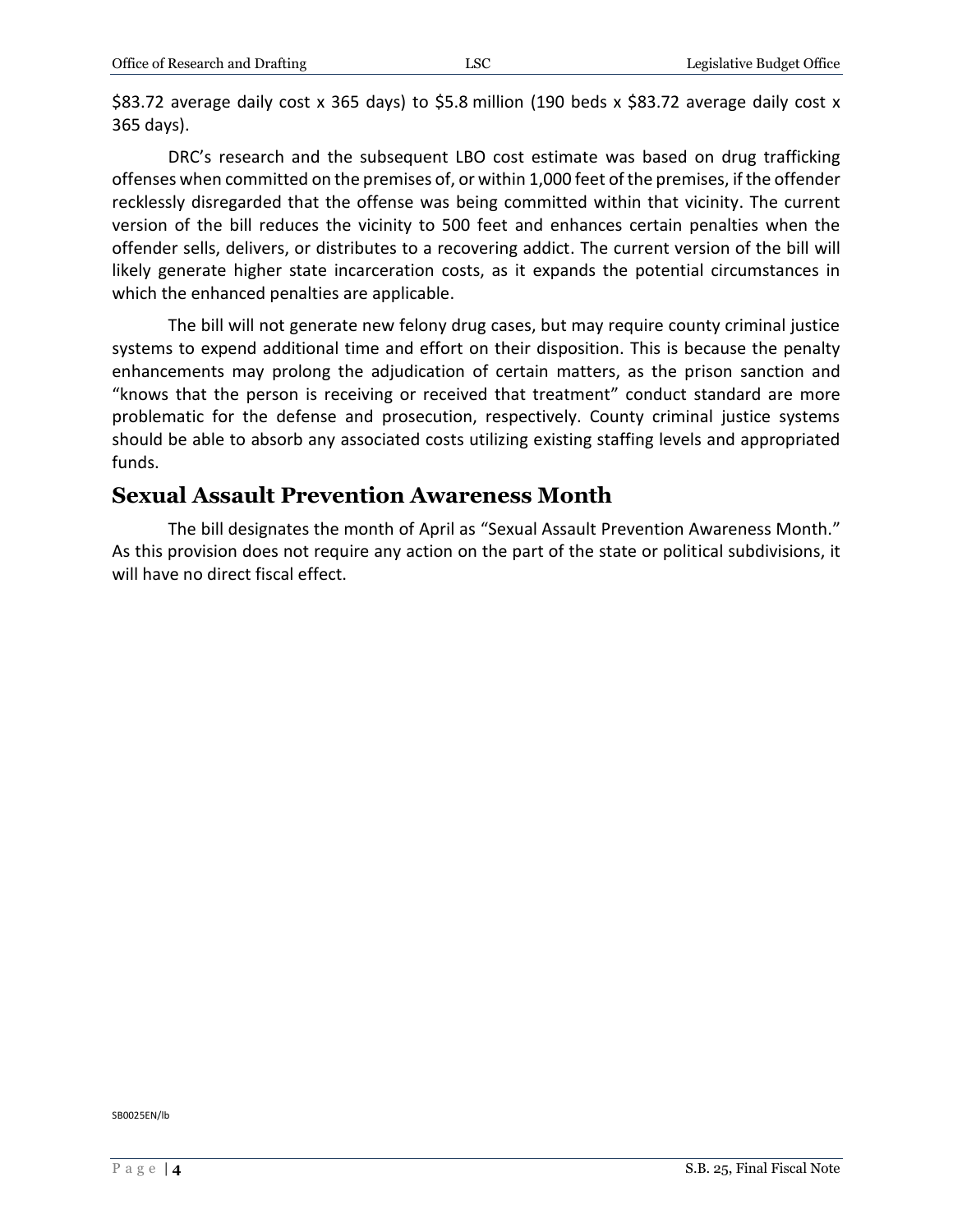$83.72 average daily cost x 365 days) to $5.8 million (190 beds x $83.72 average daily cost x 365 days).

DRC's research and the subsequent LBO cost estimate was based on drug trafficking offenses when committed on the premises of, or within 1,000 feet of the premises, if the offender recklessly disregarded that the offense was being committed within that vicinity. The current version of the bill reduces the vicinity to 500 feet and enhances certain penalties when the offender sells, delivers, or distributes to a recovering addict. The current version of the bill will likely generate higher state incarceration costs, as it expands the potential circumstances in which the enhanced penalties are applicable.

The bill will not generate new felony drug cases, but may require county criminal justice systems to expend additional time and effort on their disposition. This is because the penalty enhancements may prolong the adjudication of certain matters, as the prison sanction and "knows that the person is receiving or received that treatment" conduct standard are more problematic for the defense and prosecution, respectively. County criminal justice systems should be able to absorb any associated costs utilizing existing staffing levels and appropriated funds.

## Sexual Assault Prevention Awareness Month

The bill designates the month of April as "Sexual Assault Prevention Awareness Month." As this provision does not require any action on the part of the state or political subdivisions, it will have no direct fiscal effect.

SB0025EN/lb